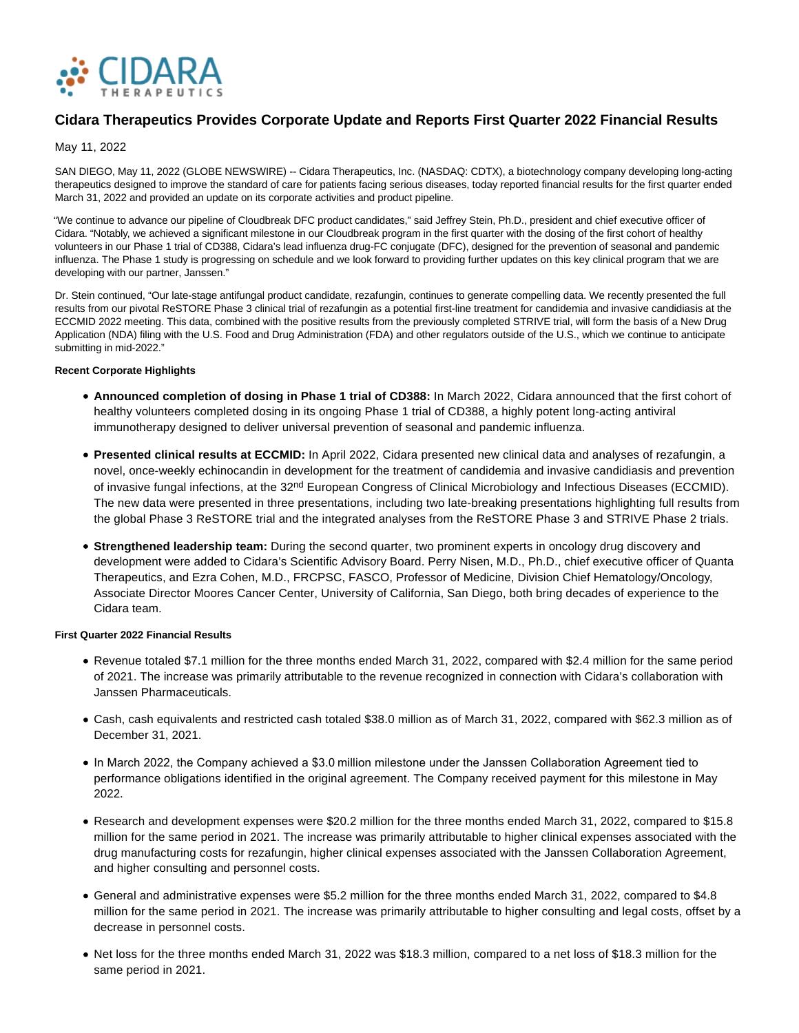# Cidara Therapeutics Provides Corporate Update and Reports First Quarter 2022 Financial Results

May 11, 2022

SAN DIEGO, May 11, 2022 (GLOBE NEWSWIRE) -- Cidara Therapeutics, Inc. (NASDAQ: CDTX), a biotechnology company developing long-acting therapeutics designed to improve the standard of care for patients facing serious diseases, today reported financial results for the first quarter ended March 31, 2022 and provided an update on its corporate activities and product pipeline.

"We continue to advance our pipeline of Cloudbreak DFC product candidates," said Jeffrey Stein, Ph.D., president and chief executive officer of Cidara. "Notably, we achieved a significant milestone in our Cloudbreak program in the first quarter with the dosing of the first cohort of healthy volunteers in our Phase 1 trial of CD388, Cidara's lead influenza drug-FC conjugate (DFC), designed for the prevention of seasonal and pandemic influenza. The Phase 1 study is progressing on schedule and we look forward to providing further updates on this key clinical program that we are developing with our partner, Janssen."

Dr. Stein continued, "Our late-stage antifungal product candidate, rezafungin, continues to generate compelling data. We recently presented the full results from our pivotal ReSTORE Phase 3 clinical trial of rezafungin as a potential first-line treatment for candidemia and invasive candidiasis at the ECCMID 2022 meeting. This data, combined with the positive results from the previously completed STRIVE trial, will form the basis of a New Drug Application (NDA) filing with the U.S. Food and Drug Administration (FDA) and other regulators outside of the U.S., which we continue to anticipate submitting in mid-2022."

**Recent Corporate Highlights**

- **Announced completion of dosing in Phase 1 trial of CD388:** In March 2022, Cidara announced that the first cohort of healthy volunteers completed dosing in its ongoing Phase 1 trial of CD388, a highly potent long-acting antiviral immunotherapy designed to deliver universal prevention of seasonal and pandemic influenza.
- **Presented clinical results at ECCMID:** In April 2022, Cidara presented new clinical data and analyses of rezafungin, a novel, once-weekly echinocandin in development for the treatment of candidemia and invasive candidiasis and prevention of invasive fungal infections, at the 32nd European Congress of Clinical Microbiology and Infectious Diseases (ECCMID). The new data were presented in three presentations, including two late-breaking presentations highlighting full results from the global Phase 3 ReSTORE trial and the integrated analyses from the ReSTORE Phase 3 and STRIVE Phase 2 trials.
- **Strengthened leadership team:** During the second quarter, two prominent experts in oncology drug discovery and development were added to Cidara's Scientific Advisory Board. Perry Nisen, M.D., Ph.D., chief executive officer of Quanta Therapeutics, and Ezra Cohen, M.D., FRCPSC, FASCO, Professor of Medicine, Division Chief Hematology/Oncology, Associate Director Moores Cancer Center, University of California, San Diego, both bring decades of experience to the Cidara team.

**First Quarter 2022 Financial Results**

- Revenue totaled $7.1 million for the three months ended March 31, 2022, compared with $2.4 million for the same period of 2021. The increase was primarily attributable to the revenue recognized in connection with Cidara's collaboration with Janssen Pharmaceuticals.
- Cash, cash equivalents and restricted cash totaled $38.0 million as of March 31, 2022, compared with $62.3 million as of December 31, 2021.
- In March 2022, the Company achieved a $3.0 million milestone under the Janssen Collaboration Agreement tied to performance obligations identified in the original agreement. The Company received payment for this milestone in May 2022.
- Research and development expenses were $20.2 million for the three months ended March 31, 2022, compared to $15.8 million for the same period in 2021. The increase was primarily attributable to higher clinical expenses associated with the drug manufacturing costs for rezafungin, higher clinical expenses associated with the Janssen Collaboration Agreement, and higher consulting and personnel costs.
- General and administrative expenses were $5.2 million for the three months ended March 31, 2022, compared to $4.8 million for the same period in 2021. The increase was primarily attributable to higher consulting and legal costs, offset by a decrease in personnel costs.
- Net loss for the three months ended March 31, 2022 was $18.3 million, compared to a net loss of $18.3 million for the same period in 2021.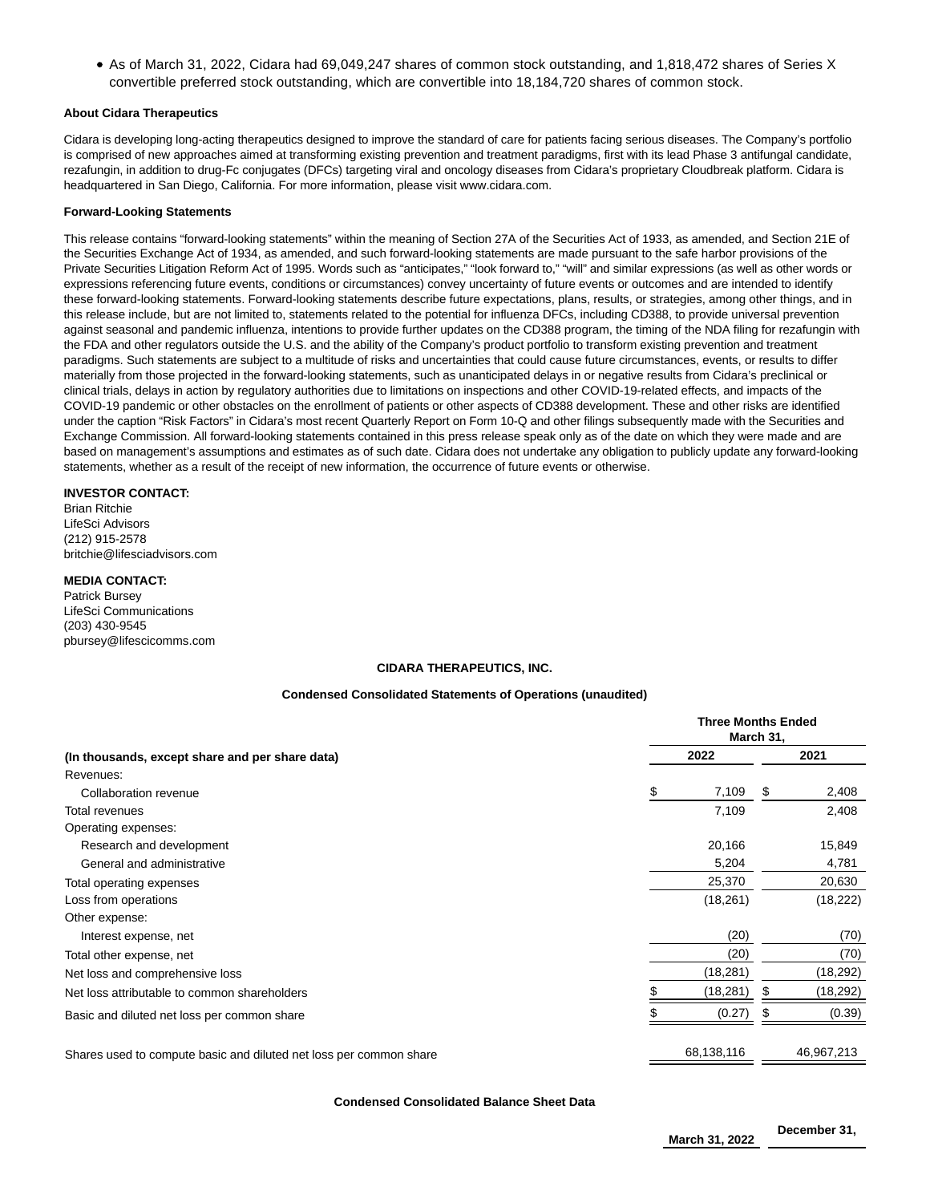- As of March 31, 2022, Cidara had 69,049,247 shares of common stock outstanding, and 1,818,472 shares of Series X convertible preferred stock outstanding, which are convertible into 18,184,720 shares of common stock.

**About Cidara Therapeutics**

Cidara is developing long-acting therapeutics designed to improve the standard of care for patients facing serious diseases. The Company's portfolio is comprised of new approaches aimed at transforming existing prevention and treatment paradigms, first with its lead Phase 3 antifungal candidate, rezafungin, in addition to drug-Fc conjugates (DFCs) targeting viral and oncology diseases from Cidara's proprietary Cloudbreak platform. Cidara is headquartered in San Diego, California. For more information, please visit www.cidara.com.

**Forward-Looking Statements**

This release contains "forward-looking statements" within the meaning of Section 27A of the Securities Act of 1933, as amended, and Section 21E of the Securities Exchange Act of 1934, as amended, and such forward-looking statements are made pursuant to the safe harbor provisions of the Private Securities Litigation Reform Act of 1995. Words such as "anticipates," "look forward to," "will" and similar expressions (as well as other words or expressions referencing future events, conditions or circumstances) convey uncertainty of future events or outcomes and are intended to identify these forward-looking statements. Forward-looking statements describe future expectations, plans, results, or strategies, among other things, and in this release include, but are not limited to, statements related to the potential for influenza DFCs, including CD388, to provide universal prevention against seasonal and pandemic influenza, intentions to provide further updates on the CD388 program, the timing of the NDA filing for rezafungin with the FDA and other regulators outside the U.S. and the ability of the Company's product portfolio to transform existing prevention and treatment paradigms. Such statements are subject to a multitude of risks and uncertainties that could cause future circumstances, events, or results to differ materially from those projected in the forward-looking statements, such as unanticipated delays in or negative results from Cidara's preclinical or clinical trials, delays in action by regulatory authorities due to limitations on inspections and other COVID-19-related effects, and impacts of the COVID-19 pandemic or other obstacles on the enrollment of patients or other aspects of CD388 development. These and other risks are identified under the caption "Risk Factors" in Cidara's most recent Quarterly Report on Form 10-Q and other filings subsequently made with the Securities and Exchange Commission. All forward-looking statements contained in this press release speak only as of the date on which they were made and are based on management's assumptions and estimates as of such date. Cidara does not undertake any obligation to publicly update any forward-looking statements, whether as a result of the receipt of new information, the occurrence of future events or otherwise.

**INVESTOR CONTACT:**
Brian Ritchie
LifeSci Advisors
(212) 915-2578
britchie@lifesciadvisors.com

**MEDIA CONTACT:**
Patrick Bursey
LifeSci Communications
(203) 430-9545
pbursey@lifescicomms.com

**CIDARA THERAPEUTICS, INC.**

**Condensed Consolidated Statements of Operations (unaudited)**

| (In thousands, except share and per share data) | Three Months Ended March 31, 2022 | Three Months Ended March 31, 2021 |
|---|---|---|
| Revenues: | | |
| Collaboration revenue | $ 7,109 | $ 2,408 |
| Total revenues | 7,109 | 2,408 |
| Operating expenses: | | |
| Research and development | 20,166 | 15,849 |
| General and administrative | 5,204 | 4,781 |
| Total operating expenses | 25,370 | 20,630 |
| Loss from operations | (18,261) | (18,222) |
| Other expense: | | |
| Interest expense, net | (20) | (70) |
| Total other expense, net | (20) | (70) |
| Net loss and comprehensive loss | (18,281) | (18,292) |
| Net loss attributable to common shareholders | $ (18,281) | $ (18,292) |
| Basic and diluted net loss per common share | $ (0.27) | $ (0.39) |
| Shares used to compute basic and diluted net loss per common share | 68,138,116 | 46,967,213 |

**Condensed Consolidated Balance Sheet Data**

| | March 31, 2022 | December 31, |
|---|---|---|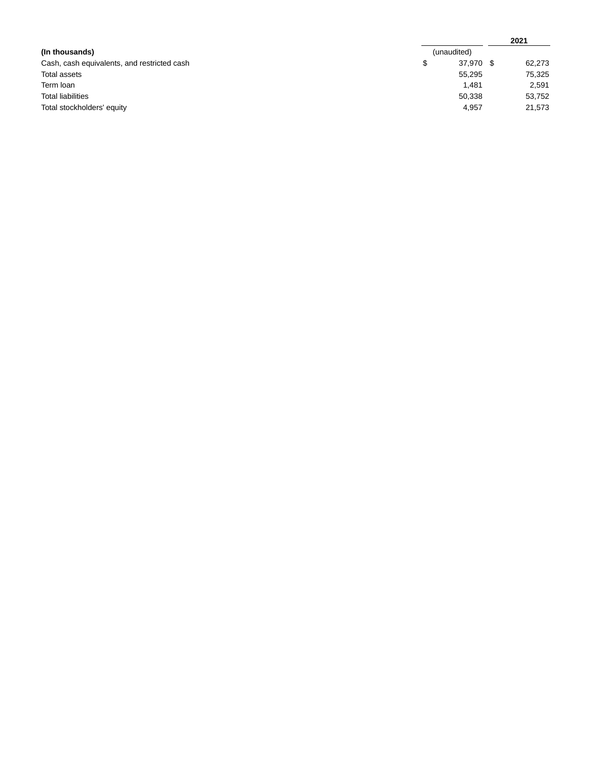| (In thousands) | (unaudited) | 2021 |
| --- | --- | --- |
| Cash, cash equivalents, and restricted cash | $ 37,970 | $ 62,273 |
| Total assets | 55,295 | 75,325 |
| Term loan | 1,481 | 2,591 |
| Total liabilities | 50,338 | 53,752 |
| Total stockholders' equity | 4,957 | 21,573 |